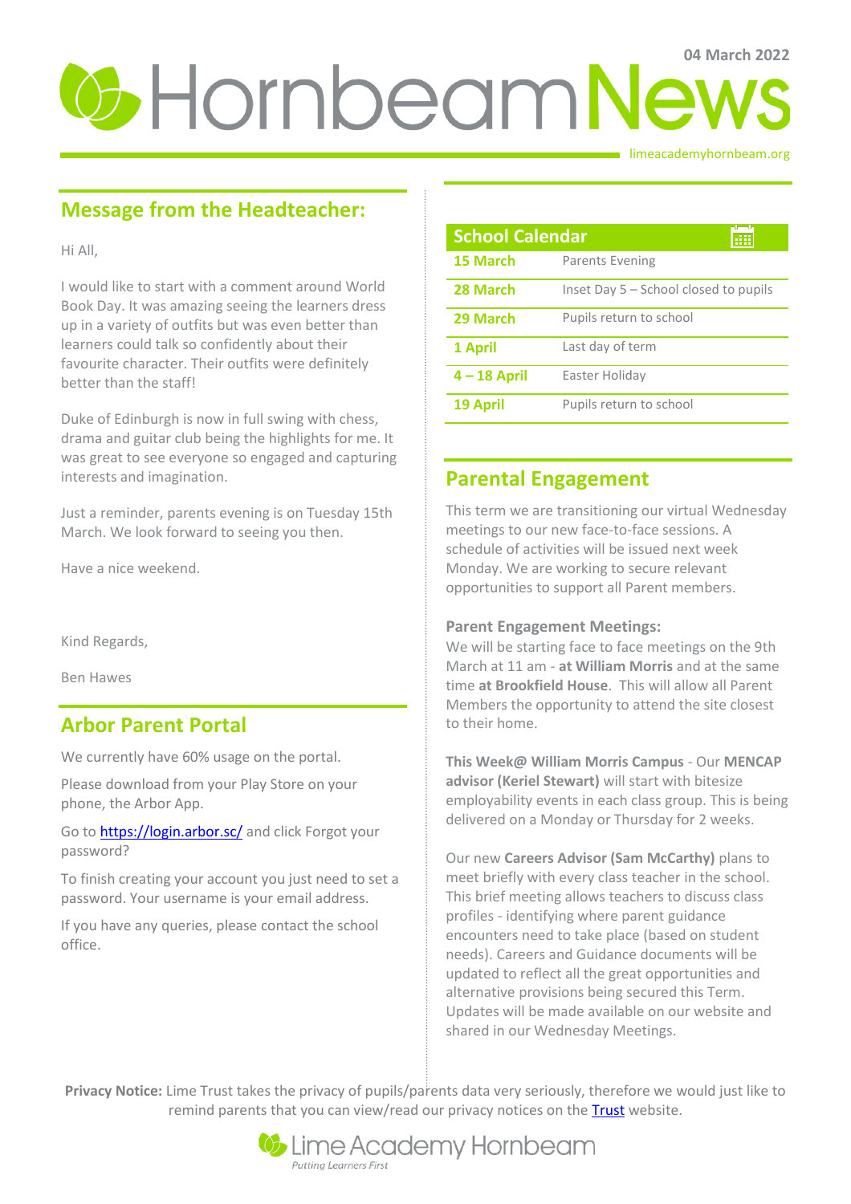04 March 2022

# Hornbeam News

limeacademyhornbeam.org

## Message from the Headteacher:

Hi All,

I would like to start with a comment around World Book Day. It was amazing seeing the learners dress up in a variety of outfits but was even better than learners could talk so confidently about their favourite character. Their outfits were definitely better than the staff!

Duke of Edinburgh is now in full swing with chess, drama and guitar club being the highlights for me. It was great to see everyone so engaged and capturing interests and imagination.

Just a reminder, parents evening is on Tuesday 15th March. We look forward to seeing you then.

Have a nice weekend.

Kind Regards,

Ben Hawes

## Arbor Parent Portal

We currently have 60% usage on the portal.

Please download from your Play Store on your phone, the Arbor App.

Go to https://login.arbor.sc/ and click Forgot your password?

To finish creating your account you just need to set a password. Your username is your email address.

If you have any queries, please contact the school office.

## School Calendar

| Date | Event |
| --- | --- |
| **15 March** | Parents Evening |
| **28 March** | Inset Day 5 – School closed to pupils |
| **29 March** | Pupils return to school |
| **1 April** | Last day of term |
| **4 – 18 April** | Easter Holiday |
| **19 April** | Pupils return to school |

## Parental Engagement

This term we are transitioning our virtual Wednesday meetings to our new face-to-face sessions. A schedule of activities will be issued next week Monday. We are working to secure relevant opportunities to support all Parent members.

**Parent Engagement Meetings:**
We will be starting face to face meetings on the 9th March at 11 am - **at William Morris** and at the same time **at Brookfield House**. This will allow all Parent Members the opportunity to attend the site closest to their home.

**This Week@ William Morris Campus** - Our **MENCAP advisor (Keriel Stewart)** will start with bitesize employability events in each class group. This is being delivered on a Monday or Thursday for 2 weeks.

Our new **Careers Advisor (Sam McCarthy)** plans to meet briefly with every class teacher in the school. This brief meeting allows teachers to discuss class profiles - identifying where parent guidance encounters need to take place (based on student needs). Careers and Guidance documents will be updated to reflect all the great opportunities and alternative provisions being secured this Term. Updates will be made available on our website and shared in our Wednesday Meetings.

**Privacy Notice:** Lime Trust takes the privacy of pupils/parents data very seriously, therefore we would just like to remind parents that you can view/read our privacy notices on the Trust website.

Lime Academy Hornbeam
*Putting Learners First*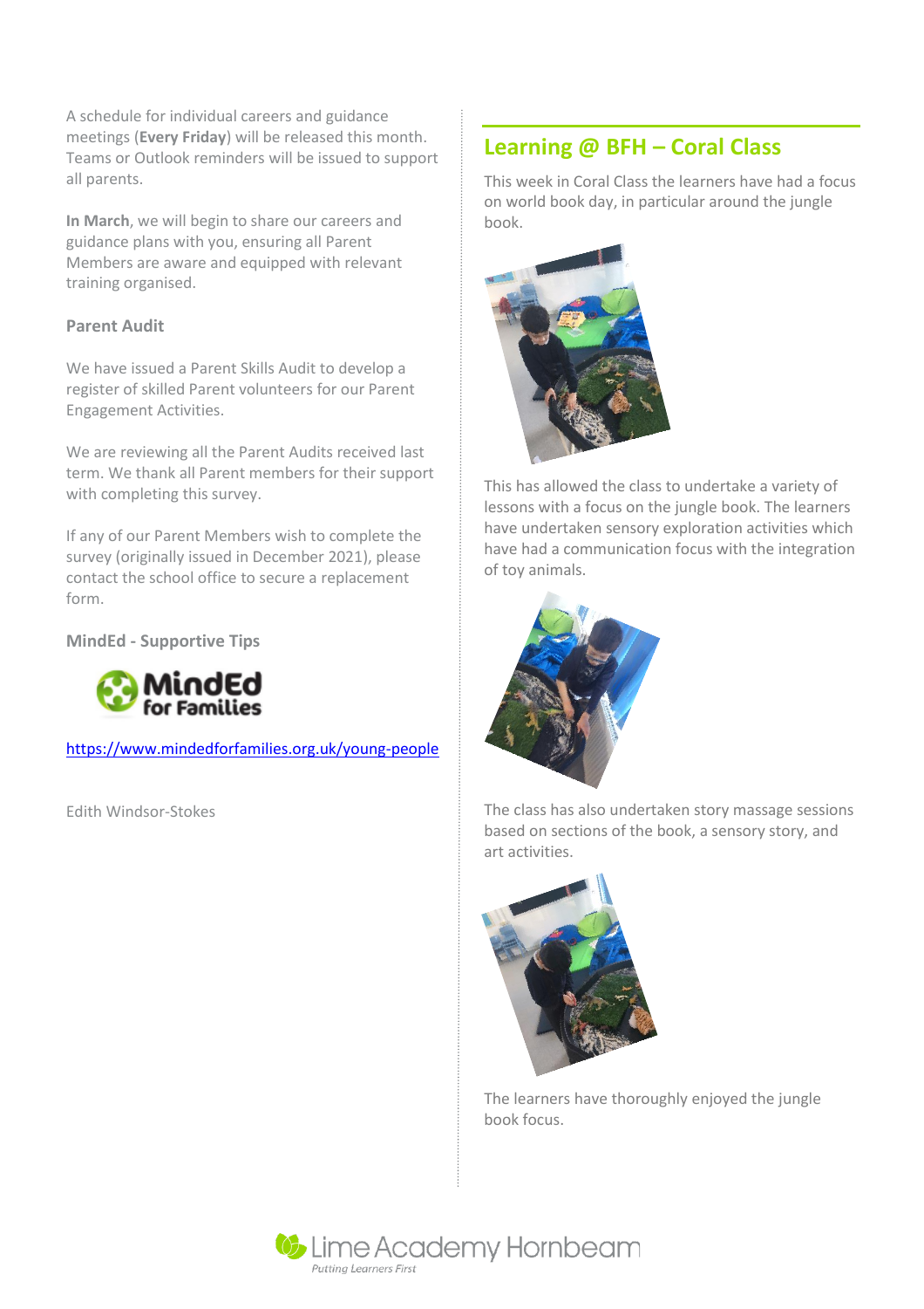A schedule for individual careers and guidance meetings (**Every Friday**) will be released this month. Teams or Outlook reminders will be issued to support all parents.

**In March**, we will begin to share our careers and guidance plans with you, ensuring all Parent Members are aware and equipped with relevant training organised.

### Parent Audit

We have issued a Parent Skills Audit to develop a register of skilled Parent volunteers for our Parent Engagement Activities.

We are reviewing all the Parent Audits received last term. We thank all Parent members for their support with completing this survey.

If any of our Parent Members wish to complete the survey (originally issued in December 2021), please contact the school office to secure a replacement form.

### MindEd - Supportive Tips

MindEd for Families

https://www.mindedforfamilies.org.uk/young-people

Edith Windsor-Stokes

## Learning @ BFH – Coral Class

This week in Coral Class the learners have had a focus on world book day, in particular around the jungle book.

This has allowed the class to undertake a variety of lessons with a focus on the jungle book. The learners have undertaken sensory exploration activities which have had a communication focus with the integration of toy animals.

The class has also undertaken story massage sessions based on sections of the book, a sensory story, and art activities.

The learners have thoroughly enjoyed the jungle book focus.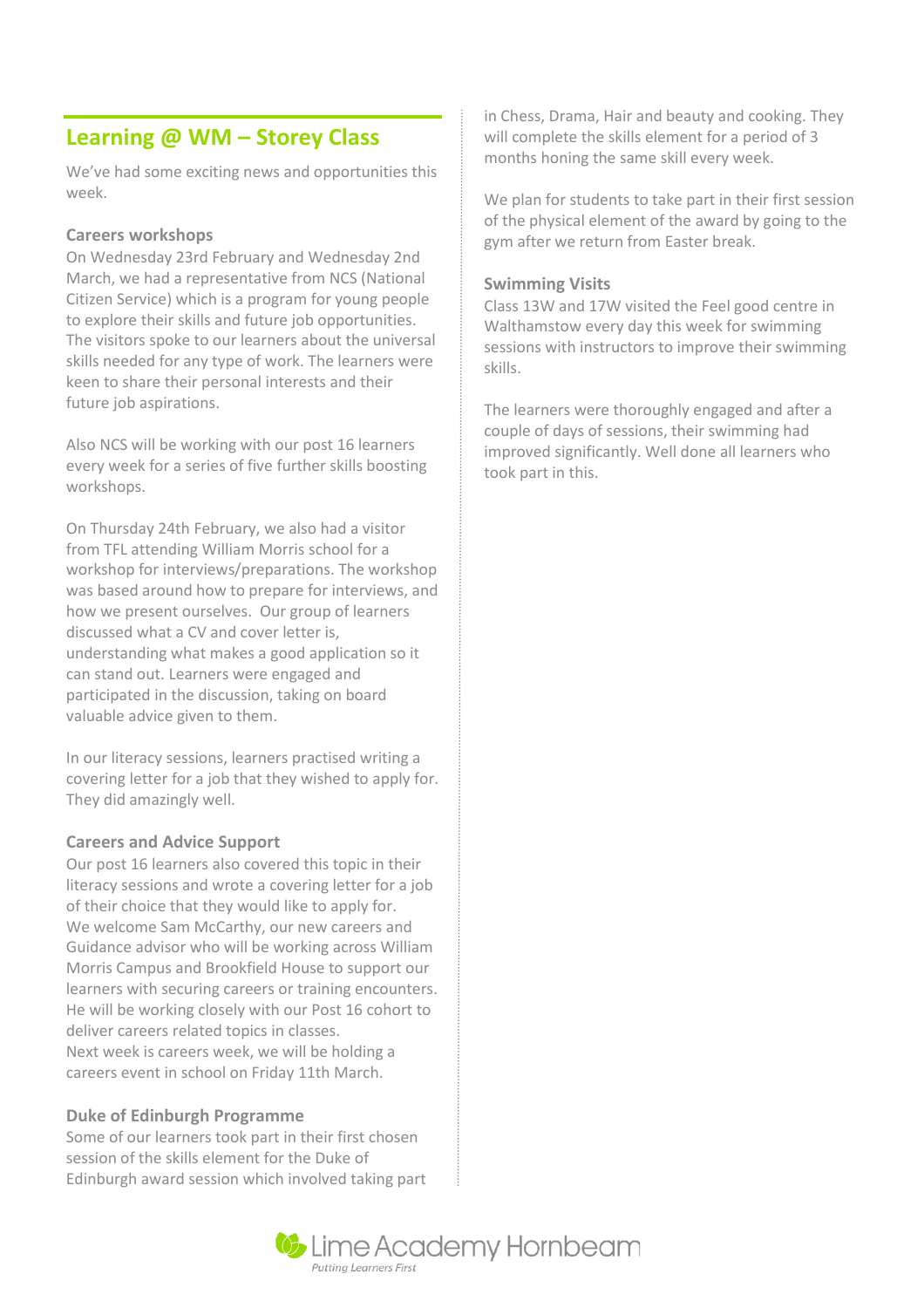## Learning @ WM – Storey Class

We've had some exciting news and opportunities this week.

### Careers workshops

On Wednesday 23rd February and Wednesday 2nd March, we had a representative from NCS (National Citizen Service) which is a program for young people to explore their skills and future job opportunities. The visitors spoke to our learners about the universal skills needed for any type of work. The learners were keen to share their personal interests and their future job aspirations.

Also NCS will be working with our post 16 learners every week for a series of five further skills boosting workshops.

On Thursday 24th February, we also had a visitor from TFL attending William Morris school for a workshop for interviews/preparations. The workshop was based around how to prepare for interviews, and how we present ourselves. Our group of learners discussed what a CV and cover letter is, understanding what makes a good application so it can stand out. Learners were engaged and participated in the discussion, taking on board valuable advice given to them.

In our literacy sessions, learners practised writing a covering letter for a job that they wished to apply for. They did amazingly well.

### Careers and Advice Support

Our post 16 learners also covered this topic in their literacy sessions and wrote a covering letter for a job of their choice that they would like to apply for.
We welcome Sam McCarthy, our new careers and Guidance advisor who will be working across William Morris Campus and Brookfield House to support our learners with securing careers or training encounters. He will be working closely with our Post 16 cohort to deliver careers related topics in classes.
Next week is careers week, we will be holding a careers event in school on Friday 11th March.

### Duke of Edinburgh Programme

Some of our learners took part in their first chosen session of the skills element for the Duke of Edinburgh award session which involved taking part in Chess, Drama, Hair and beauty and cooking. They will complete the skills element for a period of 3 months honing the same skill every week.

We plan for students to take part in their first session of the physical element of the award by going to the gym after we return from Easter break.

### Swimming Visits

Class 13W and 17W visited the Feel good centre in Walthamstow every day this week for swimming sessions with instructors to improve their swimming skills.

The learners were thoroughly engaged and after a couple of days of sessions, their swimming had improved significantly. Well done all learners who took part in this.